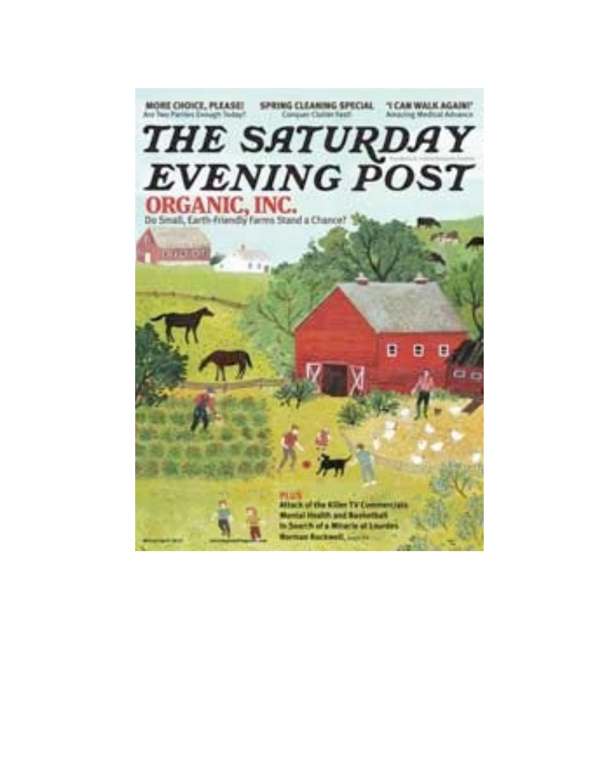MORE CHOICE, PLEASE!
Are Two Parties Enough Today?

SPRING CLEANING SPECIAL
Conquer Clutter Fast!

"I CAN WALK AGAIN!"
Amazing Medical Advance

# THE SATURDAY EVENING POST

## ORGANIC, INC.

Do Small, Earth-Friendly Farms Stand a Chance?

PLUS
Attack of the Killer TV Commercials
Mental Health and Basketball
In Search of a Miracle at Lourdes
Norman Rockwell,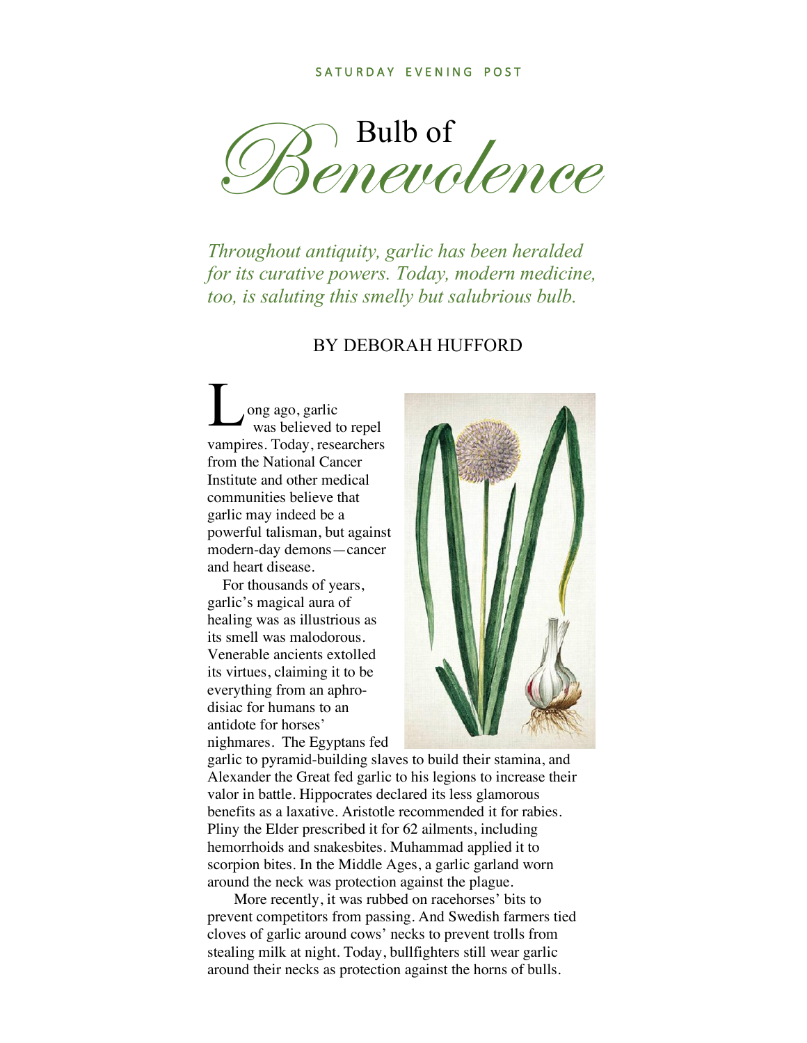# Bulb of *Benevolence*

*Throughout antiquity, garlic has been heralded for its curative powers. Today, modern medicine, too, is saluting this smelly but salubrious bulb.*

BY DEBORAH HUFFORD

Long ago, garlic was believed to repel vampires. Today, researchers from the National Cancer Institute and other medical communities believe that garlic may indeed be a powerful talisman, but against modern-day demons—cancer and heart disease.

For thousands of years, garlic's magical aura of healing was as illustrious as its smell was malodorous. Venerable ancients extolled its virtues, claiming it to be everything from an aphrodisiac for humans to an antidote for horses' nighmares. The Egyptans fed garlic to pyramid-building slaves to build their stamina, and Alexander the Great fed garlic to his legions to increase their valor in battle. Hippocrates declared its less glamorous benefits as a laxative. Aristotle recommended it for rabies. Pliny the Elder prescribed it for 62 ailments, including hemorrhoids and snakesbites. Muhammad applied it to scorpion bites. In the Middle Ages, a garlic garland worn around the neck was protection against the plague.

More recently, it was rubbed on racehorses' bits to prevent competitors from passing. And Swedish farmers tied cloves of garlic around cows' necks to prevent trolls from stealing milk at night. Today, bullfighters still wear garlic around their necks as protection against the horns of bulls.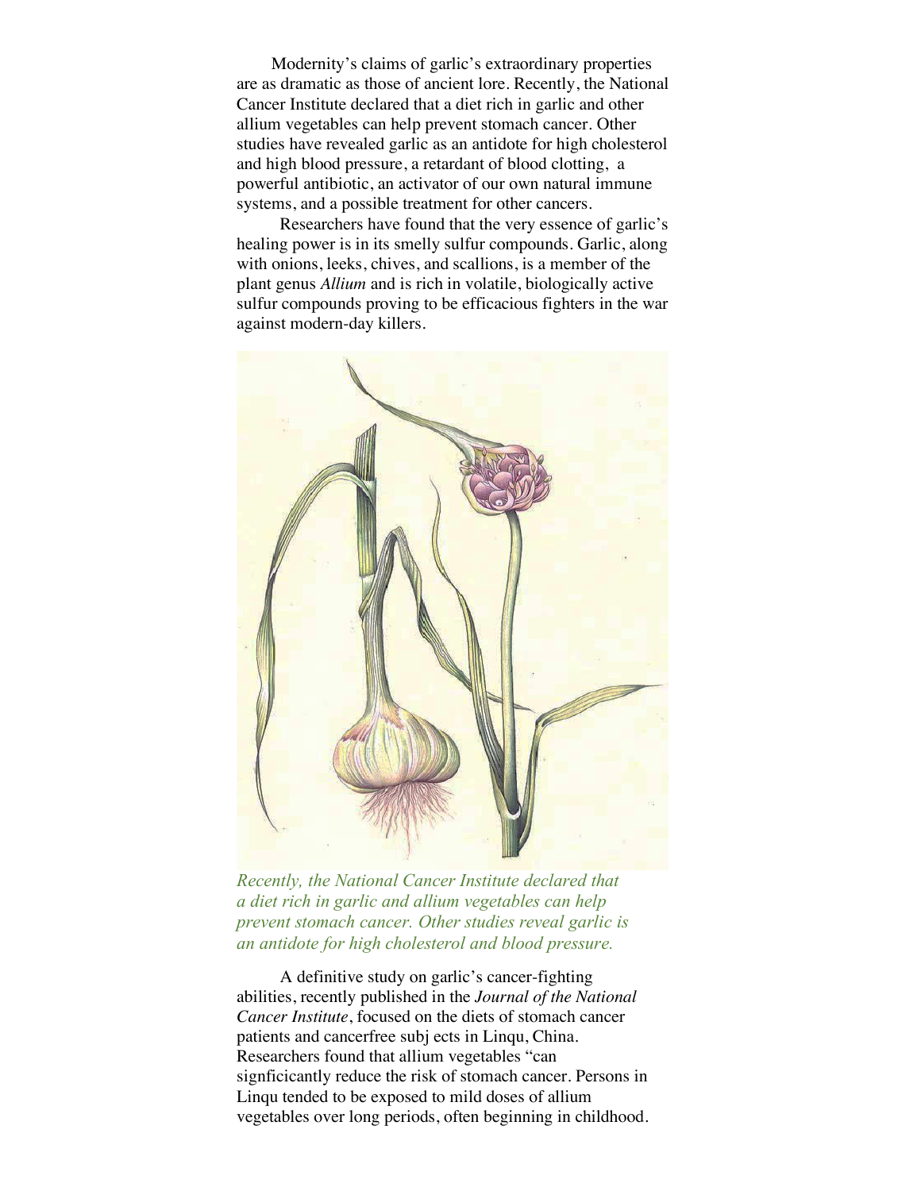Modernity's claims of garlic's extraordinary properties are as dramatic as those of ancient lore. Recently, the National Cancer Institute declared that a diet rich in garlic and other allium vegetables can help prevent stomach cancer. Other studies have revealed garlic as an antidote for high cholesterol and high blood pressure, a retardant of blood clotting, a powerful antibiotic, an activator of our own natural immune systems, and a possible treatment for other cancers.

Researchers have found that the very essence of garlic's healing power is in its smelly sulfur compounds. Garlic, along with onions, leeks, chives, and scallions, is a member of the plant genus *Allium* and is rich in volatile, biologically active sulfur compounds proving to be efficacious fighters in the war against modern-day killers.

*Recently, the National Cancer Institute declared that a diet rich in garlic and allium vegetables can help prevent stomach cancer. Other studies reveal garlic is an antidote for high cholesterol and blood pressure.*

A definitive study on garlic's cancer-fighting abilities, recently published in the *Journal of the National Cancer Institute*, focused on the diets of stomach cancer patients and cancerfree subj ects in Linqu, China. Researchers found that allium vegetables "can signficicantly reduce the risk of stomach cancer. Persons in Linqu tended to be exposed to mild doses of allium vegetables over long periods, often beginning in childhood.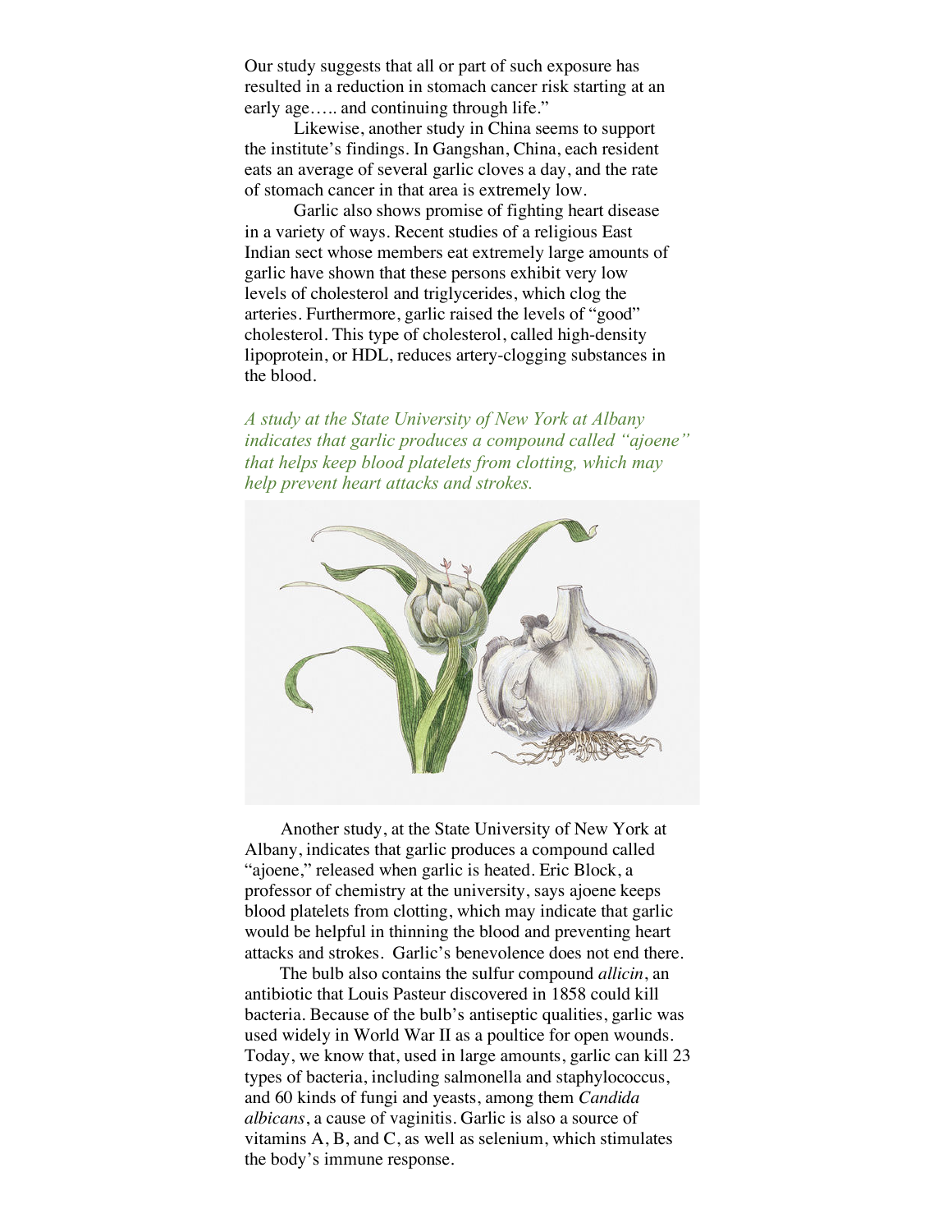Our study suggests that all or part of such exposure has resulted in a reduction in stomach cancer risk starting at an early age….. and continuing through life."

Likewise, another study in China seems to support the institute's findings. In Gangshan, China, each resident eats an average of several garlic cloves a day, and the rate of stomach cancer in that area is extremely low.

Garlic also shows promise of fighting heart disease in a variety of ways. Recent studies of a religious East Indian sect whose members eat extremely large amounts of garlic have shown that these persons exhibit very low levels of cholesterol and triglycerides, which clog the arteries. Furthermore, garlic raised the levels of "good" cholesterol. This type of cholesterol, called high-density lipoprotein, or HDL, reduces artery-clogging substances in the blood.

*A study at the State University of New York at Albany indicates that garlic produces a compound called "ajoene" that helps keep blood platelets from clotting, which may help prevent heart attacks and strokes.*

Another study, at the State University of New York at Albany, indicates that garlic produces a compound called "ajoene," released when garlic is heated. Eric Block, a professor of chemistry at the university, says ajoene keeps blood platelets from clotting, which may indicate that garlic would be helpful in thinning the blood and preventing heart attacks and strokes. Garlic's benevolence does not end there.

The bulb also contains the sulfur compound *allicin*, an antibiotic that Louis Pasteur discovered in 1858 could kill bacteria. Because of the bulb's antiseptic qualities, garlic was used widely in World War II as a poultice for open wounds. Today, we know that, used in large amounts, garlic can kill 23 types of bacteria, including salmonella and staphylococcus, and 60 kinds of fungi and yeasts, among them *Candida albicans*, a cause of vaginitis. Garlic is also a source of vitamins A, B, and C, as well as selenium, which stimulates the body's immune response.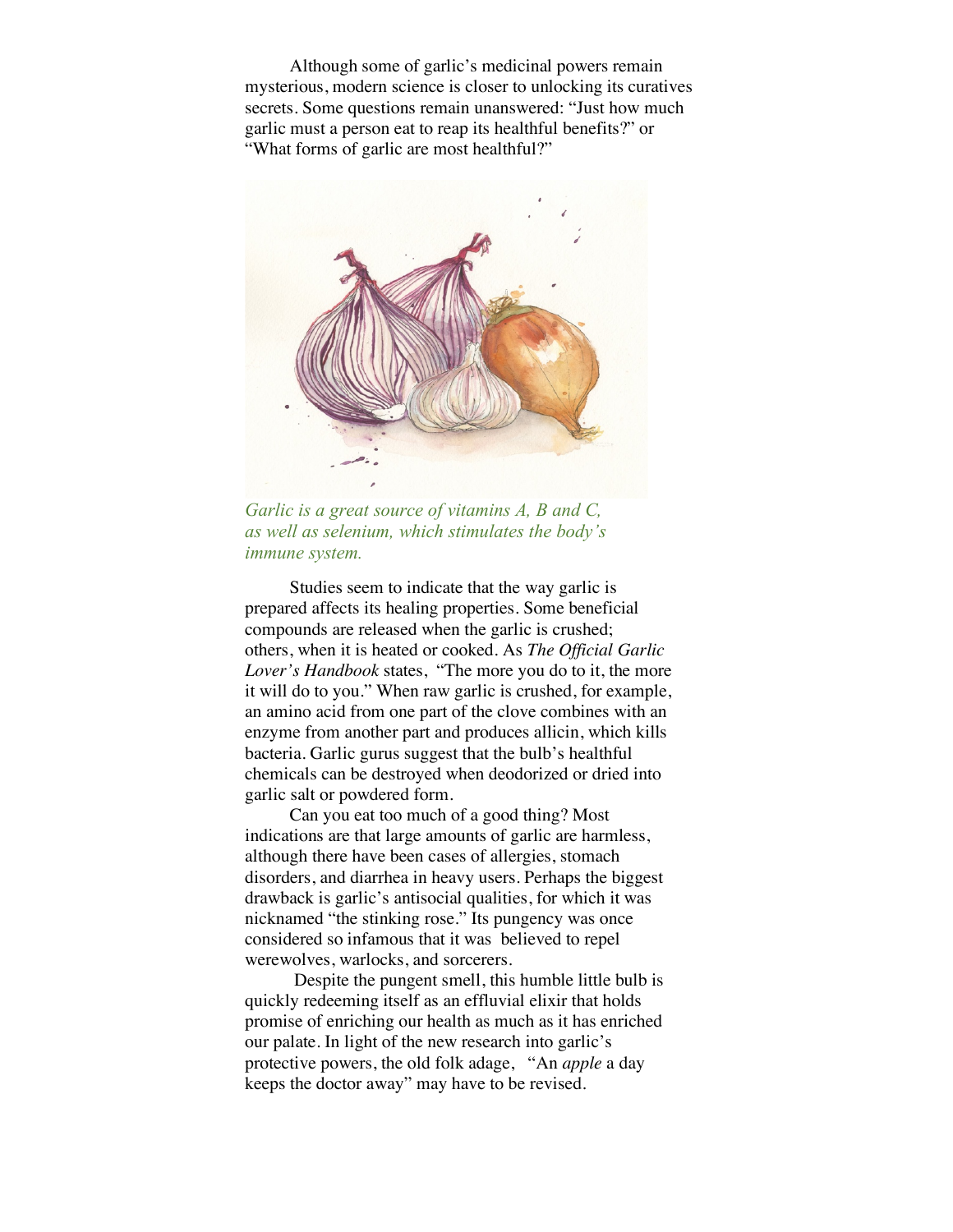Although some of garlic's medicinal powers remain mysterious, modern science is closer to unlocking its curatives secrets. Some questions remain unanswered: "Just how much garlic must a person eat to reap its healthful benefits?" or "What forms of garlic are most healthful?"

*Garlic is a great source of vitamins A, B and C, as well as selenium, which stimulates the body's immune system.*

Studies seem to indicate that the way garlic is prepared affects its healing properties. Some beneficial compounds are released when the garlic is crushed; others, when it is heated or cooked. As *The Official Garlic Lover's Handbook* states, "The more you do to it, the more it will do to you." When raw garlic is crushed, for example, an amino acid from one part of the clove combines with an enzyme from another part and produces allicin, which kills bacteria. Garlic gurus suggest that the bulb's healthful chemicals can be destroyed when deodorized or dried into garlic salt or powdered form.

Can you eat too much of a good thing? Most indications are that large amounts of garlic are harmless, although there have been cases of allergies, stomach disorders, and diarrhea in heavy users. Perhaps the biggest drawback is garlic's antisocial qualities, for which it was nicknamed "the stinking rose." Its pungency was once considered so infamous that it was believed to repel werewolves, warlocks, and sorcerers.

Despite the pungent smell, this humble little bulb is quickly redeeming itself as an effluvial elixir that holds promise of enriching our health as much as it has enriched our palate. In light of the new research into garlic's protective powers, the old folk adage, "An *apple* a day keeps the doctor away" may have to be revised.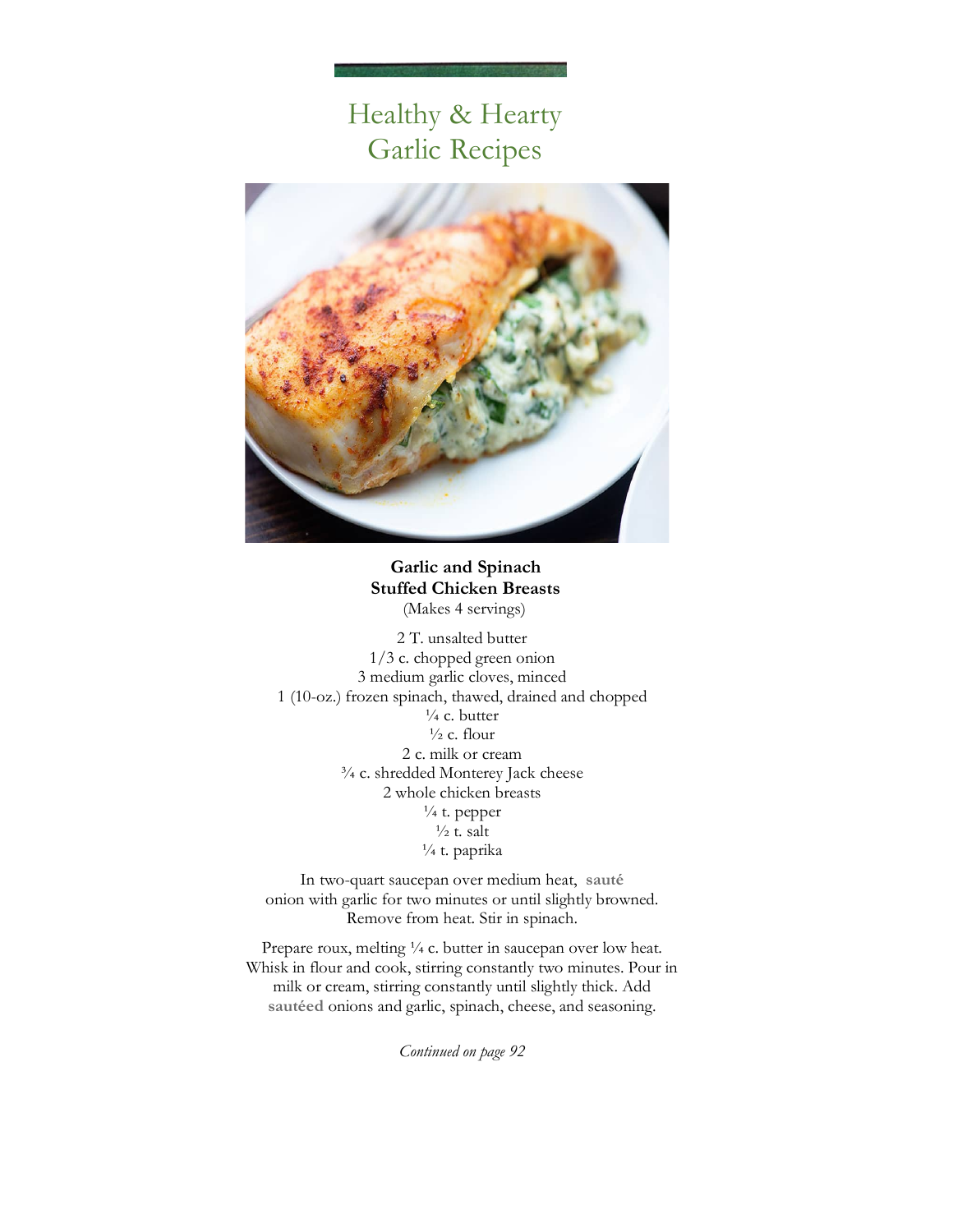# Healthy & Hearty Garlic Recipes

**Garlic and Spinach Stuffed Chicken Breasts**
(Makes 4 servings)

2 T. unsalted butter
1/3 c. chopped green onion
3 medium garlic cloves, minced
1 (10-oz.) frozen spinach, thawed, drained and chopped
¼ c. butter
½ c. flour
2 c. milk or cream
¾ c. shredded Monterey Jack cheese
2 whole chicken breasts
¼ t. pepper
½ t. salt
¼ t. paprika

In two-quart saucepan over medium heat, **sauté** onion with garlic for two minutes or until slightly browned. Remove from heat. Stir in spinach.

Prepare roux, melting ¼ c. butter in saucepan over low heat. Whisk in flour and cook, stirring constantly two minutes. Pour in milk or cream, stirring constantly until slightly thick. Add **sautéed** onions and garlic, spinach, cheese, and seasoning.

*Continued on page 92*